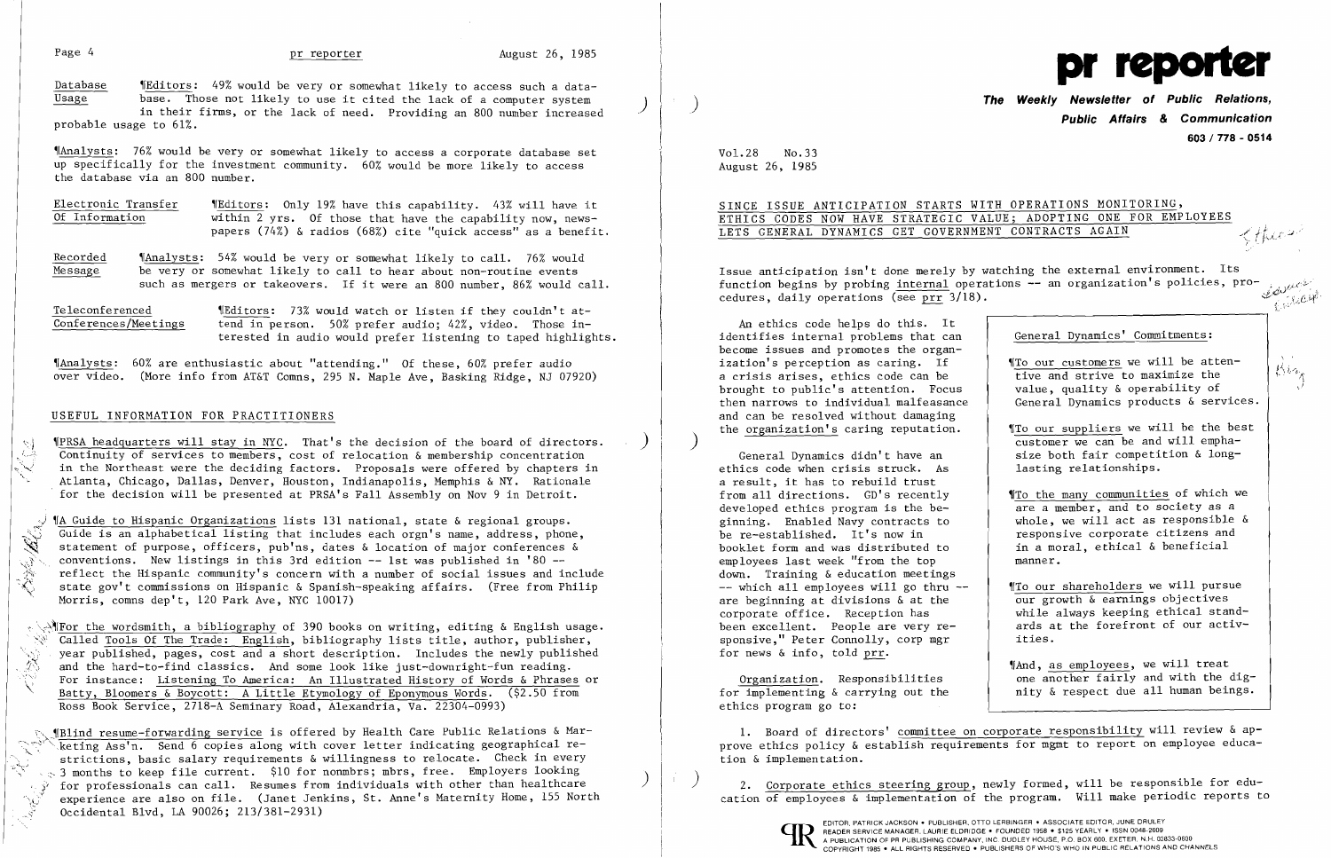Database Usage — ¶Editors: 49% would be very or somewhat likely to access such a database. Those not likely to use it cited the lack of a computer system in their firms, or the lack of need. Providing an 800 number increased probable usage to 61%.

¶Analysts: 76% would be very or somewhat likely to access a corporate database set up specifically for the investment community. 60% would be more likely to access the database via an 800 number.

Electronic Transfer Of Information — ¶Editors: Only 19% have this capability. 43% will have it within 2 yrs. Of those that have the capability now, newspapers (74%) & radios (68%) cite "quick access" as a benefit.

Recorded Message — ¶Analysts: 54% would be very or somewhat likely to call. 76% would be very or somewhat likely to call to hear about non-routine events such as mergers or takeovers. If it were an 800 number, 86% would call.

Teleconferenced Conferences/Meetings — ¶Editors: 73% would watch or listen if they couldn't attend in person. 50% prefer audio; 42%, video. Those interested in audio would prefer listening to taped highlights.

¶Analysts: 60% are enthusiastic about "attending." Of these, 60% prefer audio over video. (More info from AT&T Comns, 295 N. Maple Ave, Basking Ridge, NJ 07920)

## USEFUL INFORMATION FOR PRACTITIONERS

¶PRSA headquarters will stay in NYC. That's the decision of the board of directors. Continuity of services to members, cost of relocation & membership concentration in the Northeast were the deciding factors. Proposals were offered by chapters in Atlanta, Chicago, Dallas, Denver, Houston, Indianapolis, Memphis & NY. Rationale for the decision will be presented at PRSA's Fall Assembly on Nov 9 in Detroit.

¶A Guide to Hispanic Organizations lists 131 national, state & regional groups. Guide is an alphabetical listing that includes each orgn's name, address, phone, statement of purpose, officers, pub'ns, dates & location of major conferences & conventions. New listings in this 3rd edition -- 1st was published in '80 -- reflect the Hispanic community's concern with a number of social issues and include state gov't commissions on Hispanic & Spanish-speaking affairs. (Free from Philip Morris, comns dep't, 120 Park Ave, NYC 10017)

¶For the wordsmith, a bibliography of 390 books on writing, editing & English usage. Called Tools Of The Trade: English, bibliography lists title, author, publisher, year published, pages, cost and a short description. Includes the newly published and the hard-to-find classics. And some look like just-downright-fun reading. For instance: Listening To America: An Illustrated History of Words & Phrases or Batty, Bloomers & Boycott: A Little Etymology of Eponymous Words. ($2.50 from Ross Book Service, 2718-A Seminary Road, Alexandria, Va. 22304-0993)

¶Blind resume-forwarding service is offered by Health Care Public Relations & Marketing Ass'n. Send 6 copies along with cover letter indicating geographical restrictions, basic salary requirements & willingness to relocate. Check in every 3 months to keep file current. $10 for nonmbrs; mbrs, free. Employers looking for professionals can call. Resumes from individuals with other than healthcare experience are also on file. (Janet Jenkins, St. Anne's Maternity Home, 155 North Occidental Blvd, LA 90026; 213/381-2931)

# pr reporter

**The Weekly Newsletter of Public Relations, Public Affairs & Communication**

603 / 778 - 0514

Vol.28 No.33
August 26, 1985

## SINCE ISSUE ANTICIPATION STARTS WITH OPERATIONS MONITORING, ETHICS CODES NOW HAVE STRATEGIC VALUE; ADOPTING ONE FOR EMPLOYEES LETS GENERAL DYNAMICS GET GOVERNMENT CONTRACTS AGAIN

Issue anticipation isn't done merely by watching the external environment. Its function begins by probing internal operations -- an organization's policies, procedures, daily operations (see prr 3/18).

An ethics code helps do this. It identifies internal problems that can become issues and promotes the organization's perception as caring. If a crisis arises, ethics code can be brought to public's attention. Focus then narrows to individual malfeasance and can be resolved without damaging the organization's caring reputation.

General Dynamics didn't have an ethics code when crisis struck. As a result, it has to rebuild trust from all directions. GD's recently developed ethics program is the beginning. Enabled Navy contracts to be re-established. It's now in booklet form and was distributed to employees last week "from the top down. Training & education meetings -- which all employees will go thru -- are beginning at divisions & at the corporate office. Reception has been excellent. People are very responsive," Peter Connolly, corp mgr for news & info, told prr.

> **General Dynamics' Commitments:**
>
> ¶To our customers we will be attentive and strive to maximize the value, quality & operability of General Dynamics products & services.
>
> ¶To our suppliers we will be the best customer we can be and will emphasize both fair competition & long-lasting relationships.
>
> ¶To the many communities of which we are a member, and to society as a whole, we will act as responsible & responsive corporate citizens and in a moral, ethical & beneficial manner.
>
> ¶To our shareholders we will pursue our growth & earnings objectives while always keeping ethical standards at the forefront of our activities.
>
> ¶And, as employees, we will treat one another fairly and with the dignity & respect due all human beings.

Organization. Responsibilities for implementing & carrying out the ethics program go to:

1. Board of directors' committee on corporate responsibility will review & approve ethics policy & establish requirements for mgmt to report on employee education & implementation.

2. Corporate ethics steering group, newly formed, will be responsible for education of employees & implementation of the program. Will make periodic reports to

EDITOR, PATRICK JACKSON • PUBLISHER, OTTO LERBINGER • ASSOCIATE EDITOR, JUNE DRULEY
READER SERVICE MANAGER, LAURIE ELDRIDGE • FOUNDED 1958 • $125 YEARLY • ISSN 0048-2609
A PUBLICATION OF PR PUBLISHING COMPANY, INC. DUDLEY HOUSE, P.O. BOX 600, EXETER, N.H. 03833-0600
COPYRIGHT 1985 • ALL RIGHTS RESERVED • PUBLISHERS OF WHO'S WHO IN PUBLIC RELATIONS AND CHANNELS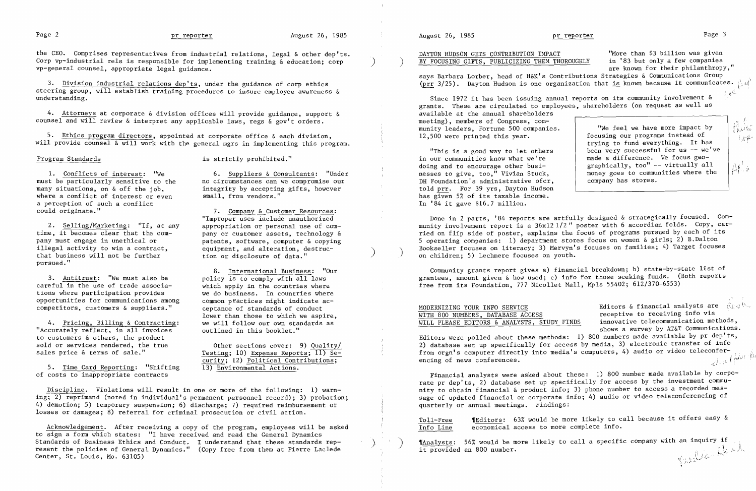the CEO. Comprises representatives from industrial relations, legal & other dep'ts. Corp vp-industrial rels is responsible for implementing training & education; corp vp-general counsel, appropriate legal guidance.

3. Division industrial relations dep'ts, under the guidance of corp ethics steering group, will establish training procedures to insure employee awareness & understanding.

4. Attorneys at corporate & division offices will provide guidance, support & counsel and will review & interpret any applicable laws, regs & gov't orders.

5. Ethics program directors, appointed at corporate office & each division, will provide counsel & will work with the general mgrs in implementing this program.

Program Standards

1. Conflicts of interest: "We must be particularly sensitive to the many situations, on & off the job, where a conflict of interest or even a perception of such a conflict could originate."

2. Selling/Marketing: "If, at any time, it becomes clear that the company must engage in unethical or illegal activity to win a contract, that business will not be further pursued."

3. Antitrust: "We must also be careful in the use of trade associations where participation provides opportunities for communications among competitors, customers & suppliers."

4. Pricing, Billing & Contracting: "Accurately reflect, in all invoices to customers & others, the product sold or services rendered, the true sales price & terms of sale."

5. Time Card Reporting: "Shifting of costs to inappropriate contracts is strictly prohibited."

6. Suppliers & Consultants: "Under no circumstances can we compromise our integrity by accepting gifts, however small, from vendors."

7. Company & Customer Resources: "Improper uses include unauthorized appropriation or personal use of company or customer assets, technology & patents, software, computer & copying equipment, and alteration, destruction or disclosure of data."

8. International Business: "Our policy is to comply with all laws which apply in the countries where we do business. In countries where common practices might indicate acceptance of standards of conduct lower than those to which we aspire, we will follow our own standards as outlined in this booklet."

Other sections cover: 9) Quality/Testing; 10) Expense Reports; 11) Security; 12) Political Contributions; 13) Environmental Actions.

Discipline. Violations will result in one or more of the following: 1) warning; 2) reprimand (noted in individual's permanent personnel record); 3) probation; 4) demotion; 5) temporary suspension; 6) discharge; 7) required reimbursement of losses or damages; 8) referral for criminal prosecution or civil action.

Acknowledgement. After receiving a copy of the program, employees will be asked to sign a form which states: "I have received and read the General Dynamics Standards of Business Ethics and Conduct. I understand that these standards represent the policies of General Dynamics." (Copy free from them at Pierre Laclede Center, St. Louis, Mo. 63105)

## DAYTON HUDSON GETS CONTRIBUTION IMPACT BY FOCUSING GIFTS, PUBLICIZING THEM THOROUGHLY

"More than $3 billion was given in '83 but only a few companies are known for their philanthropy," says Barbara Lorber, head of H&K's Contributions Strategies & Communications Group (prr 3/25). Dayton Hudson is one organization that is known because it communicates.

Since 1972 it has been issuing annual reports on its community involvement & grants. These are circulated to employees, shareholders (on request as well as available at the annual shareholders meeting), members of Congress, community leaders, Fortune 500 companies. 12,500 were printed this year.

"This is a good way to let others in our communities know what we're doing and to encourage other businesses to give, too," Vivian Stuck, DH Foundation's administrative ofcr, told prr. For 39 yrs, Dayton Hudson has given 5% of its taxable income. In '84 it gave $16.7 million.

> "We feel we have more impact by focusing our programs instead of trying to fund everything. It has been very successful for us -- we've made a difference. We focus geographically, too" -- virtually all money goes to communities where the company has stores.

Done in 2 parts, '84 reports are artfully designed & strategically focused. Community involvement report is a 36x12 1/2" poster with 6 accordian folds. Copy, carried on flip side of poster, explains the focus of programs pursued by each of its 5 operating companies: 1) department stores focus on women & girls; 2) B.Dalton Bookseller focuses on literacy; 3) Mervyn's focuses on families; 4) Target focuses on children; 5) Lechmere focuses on youth.

Community grants report gives a) financial breakdown; b) state-by-state list of grantees, amount given & how used; c) info for those seeking funds. (Both reports free from its Foundation, 777 Nicollet Mall, Mpls 55402; 612/370-6553)

## MODERNIZING YOUR INFO SERVICE WITH 800 NUMBERS, DATABASE ACCESS WILL PLEASE EDITORS & ANALYSTS, STUDY FINDS

Editors & financial analysts are receptive to receiving info via innovative telecommunication methods, shows a survey by AT&T Communications. Editors were polled about these methods: 1) 800 numbers made available by pr dep'ts, 2) database set up specifically for access by media, 3) electronic transfer of info from orgn's computer directly into media's computers, 4) audio or video teleconferencing of news conferences.

Financial analysts were asked about these: 1) 800 number made available by corporate pr dep'ts, 2) database set up specifically for access by the investment community to obtain financial & product info; 3) phone number to access a recorded message of updated financial or corporate info; 4) audio or video teleconferencing of quarterly or annual meetings. Findings:

Toll-Free Info Line ¶Editors: 63% would be more likely to call because it offers easy & economical access to more complete info.

¶Analysts: 56% would be more likely to call a specific company with an inquiry if it provided an 800 number.